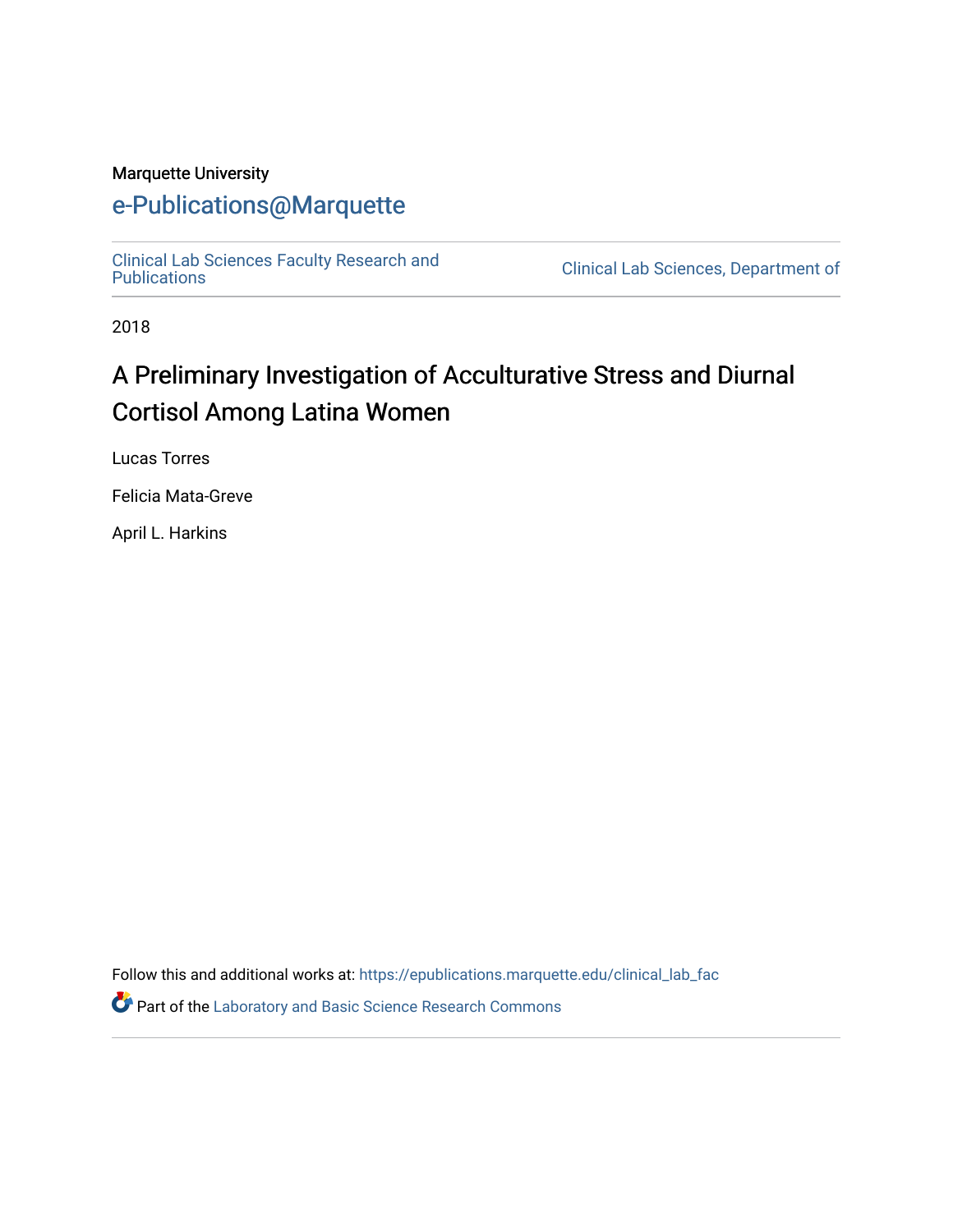Marquette University

# e-Publications@Marquette

Clinical Lab Sciences Faculty Research and Publications

Clinical Lab Sciences, Department of

2018

## A Preliminary Investigation of Acculturative Stress and Diurnal Cortisol Among Latina Women

Lucas Torres

Felicia Mata-Greve

April L. Harkins

Follow this and additional works at: https://epublications.marquette.edu/clinical_lab_fac

Part of the Laboratory and Basic Science Research Commons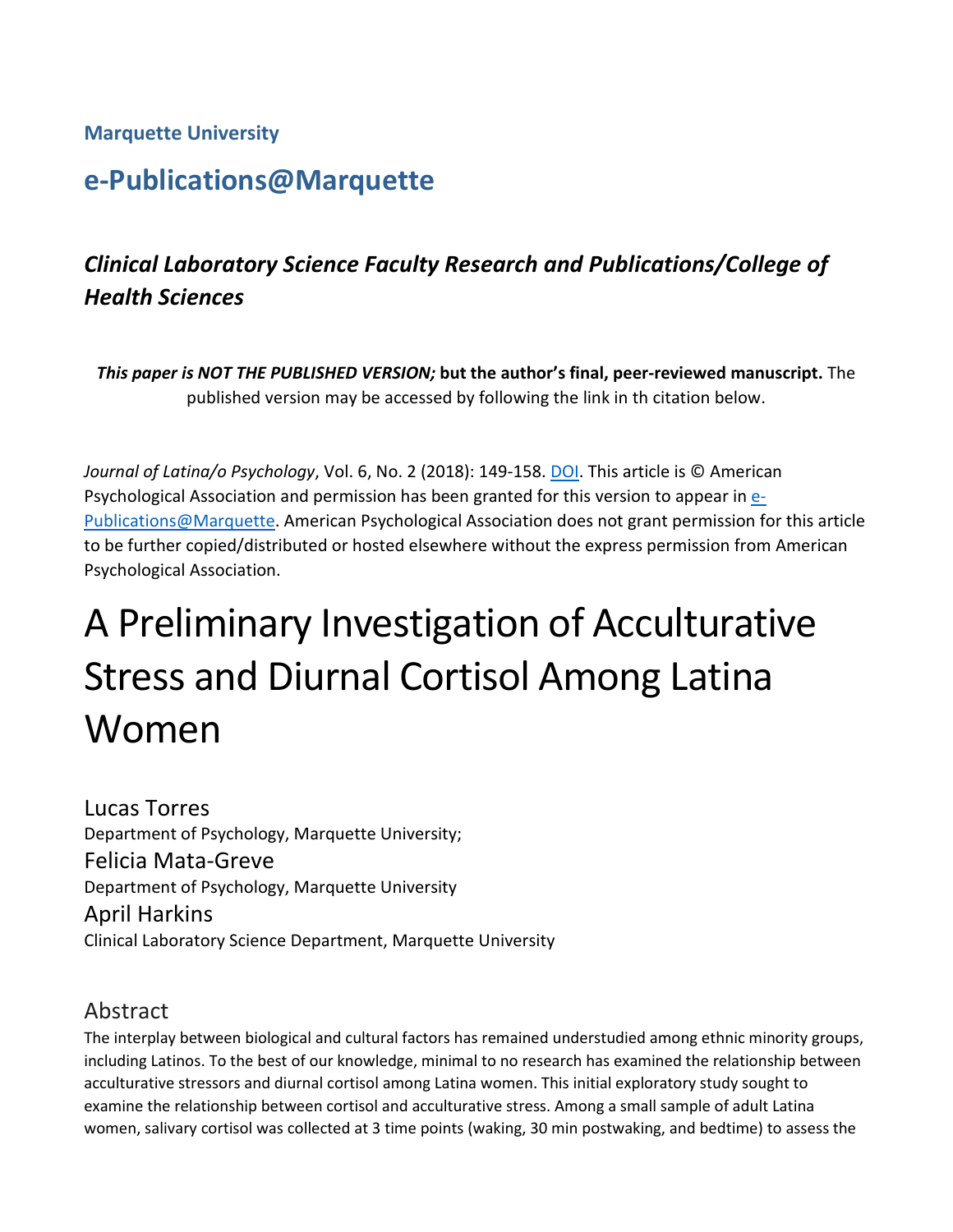**Marquette University**

## e-Publications@Marquette

### *Clinical Laboratory Science Faculty Research and Publications/College of Health Sciences*

***This paper is NOT THE PUBLISHED VERSION;* but the author's final, peer-reviewed manuscript.** The published version may be accessed by following the link in th citation below.

*Journal of Latina/o Psychology*, Vol. 6, No. 2 (2018): 149-158. DOI. This article is © American Psychological Association and permission has been granted for this version to appear in e-Publications@Marquette. American Psychological Association does not grant permission for this article to be further copied/distributed or hosted elsewhere without the express permission from American Psychological Association.

# A Preliminary Investigation of Acculturative Stress and Diurnal Cortisol Among Latina Women

Lucas Torres
Department of Psychology, Marquette University;

Felicia Mata-Greve
Department of Psychology, Marquette University

April Harkins
Clinical Laboratory Science Department, Marquette University

## Abstract

The interplay between biological and cultural factors has remained understudied among ethnic minority groups, including Latinos. To the best of our knowledge, minimal to no research has examined the relationship between acculturative stressors and diurnal cortisol among Latina women. This initial exploratory study sought to examine the relationship between cortisol and acculturative stress. Among a small sample of adult Latina women, salivary cortisol was collected at 3 time points (waking, 30 min postwaking, and bedtime) to assess the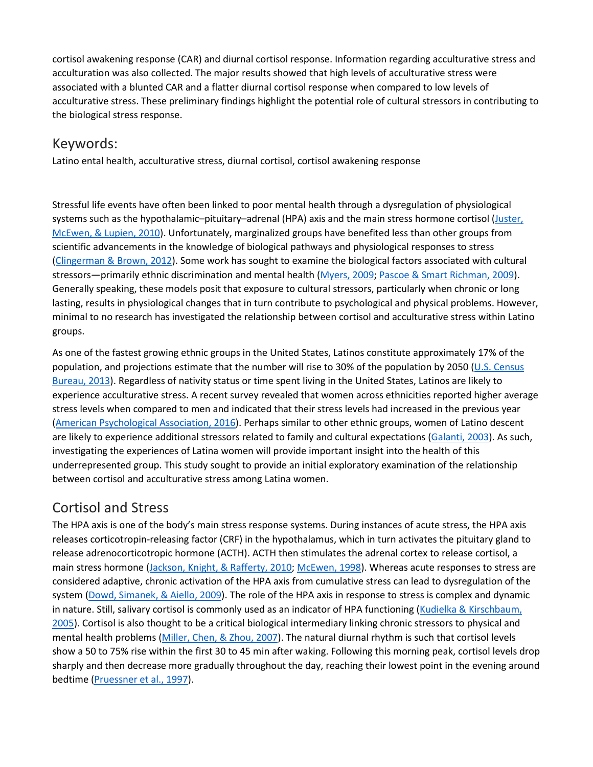cortisol awakening response (CAR) and diurnal cortisol response. Information regarding acculturative stress and acculturation was also collected. The major results showed that high levels of acculturative stress were associated with a blunted CAR and a flatter diurnal cortisol response when compared to low levels of acculturative stress. These preliminary findings highlight the potential role of cultural stressors in contributing to the biological stress response.

## Keywords:

Latino ental health, acculturative stress, diurnal cortisol, cortisol awakening response

Stressful life events have often been linked to poor mental health through a dysregulation of physiological systems such as the hypothalamic–pituitary–adrenal (HPA) axis and the main stress hormone cortisol (Juster, McEwen, & Lupien, 2010). Unfortunately, marginalized groups have benefited less than other groups from scientific advancements in the knowledge of biological pathways and physiological responses to stress (Clingerman & Brown, 2012). Some work has sought to examine the biological factors associated with cultural stressors—primarily ethnic discrimination and mental health (Myers, 2009; Pascoe & Smart Richman, 2009). Generally speaking, these models posit that exposure to cultural stressors, particularly when chronic or long lasting, results in physiological changes that in turn contribute to psychological and physical problems. However, minimal to no research has investigated the relationship between cortisol and acculturative stress within Latino groups.

As one of the fastest growing ethnic groups in the United States, Latinos constitute approximately 17% of the population, and projections estimate that the number will rise to 30% of the population by 2050 (U.S. Census Bureau, 2013). Regardless of nativity status or time spent living in the United States, Latinos are likely to experience acculturative stress. A recent survey revealed that women across ethnicities reported higher average stress levels when compared to men and indicated that their stress levels had increased in the previous year (American Psychological Association, 2016). Perhaps similar to other ethnic groups, women of Latino descent are likely to experience additional stressors related to family and cultural expectations (Galanti, 2003). As such, investigating the experiences of Latina women will provide important insight into the health of this underrepresented group. This study sought to provide an initial exploratory examination of the relationship between cortisol and acculturative stress among Latina women.

## Cortisol and Stress

The HPA axis is one of the body's main stress response systems. During instances of acute stress, the HPA axis releases corticotropin-releasing factor (CRF) in the hypothalamus, which in turn activates the pituitary gland to release adrenocorticotropic hormone (ACTH). ACTH then stimulates the adrenal cortex to release cortisol, a main stress hormone (Jackson, Knight, & Rafferty, 2010; McEwen, 1998). Whereas acute responses to stress are considered adaptive, chronic activation of the HPA axis from cumulative stress can lead to dysregulation of the system (Dowd, Simanek, & Aiello, 2009). The role of the HPA axis in response to stress is complex and dynamic in nature. Still, salivary cortisol is commonly used as an indicator of HPA functioning (Kudielka & Kirschbaum, 2005). Cortisol is also thought to be a critical biological intermediary linking chronic stressors to physical and mental health problems (Miller, Chen, & Zhou, 2007). The natural diurnal rhythm is such that cortisol levels show a 50 to 75% rise within the first 30 to 45 min after waking. Following this morning peak, cortisol levels drop sharply and then decrease more gradually throughout the day, reaching their lowest point in the evening around bedtime (Pruessner et al., 1997).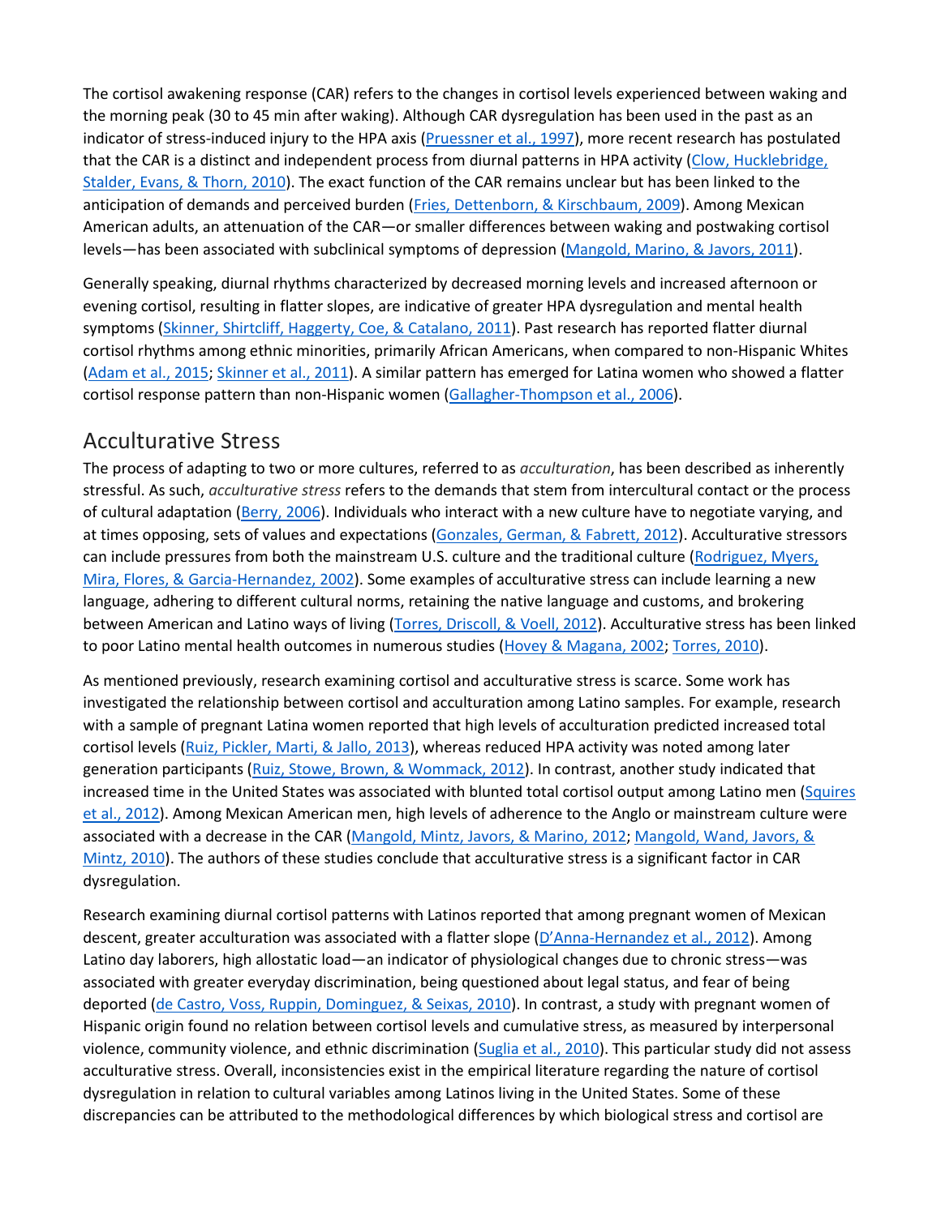The cortisol awakening response (CAR) refers to the changes in cortisol levels experienced between waking and the morning peak (30 to 45 min after waking). Although CAR dysregulation has been used in the past as an indicator of stress-induced injury to the HPA axis (Pruessner et al., 1997), more recent research has postulated that the CAR is a distinct and independent process from diurnal patterns in HPA activity (Clow, Hucklebridge, Stalder, Evans, & Thorn, 2010). The exact function of the CAR remains unclear but has been linked to the anticipation of demands and perceived burden (Fries, Dettenborn, & Kirschbaum, 2009). Among Mexican American adults, an attenuation of the CAR—or smaller differences between waking and postwaking cortisol levels—has been associated with subclinical symptoms of depression (Mangold, Marino, & Javors, 2011).

Generally speaking, diurnal rhythms characterized by decreased morning levels and increased afternoon or evening cortisol, resulting in flatter slopes, are indicative of greater HPA dysregulation and mental health symptoms (Skinner, Shirtcliff, Haggerty, Coe, & Catalano, 2011). Past research has reported flatter diurnal cortisol rhythms among ethnic minorities, primarily African Americans, when compared to non-Hispanic Whites (Adam et al., 2015; Skinner et al., 2011). A similar pattern has emerged for Latina women who showed a flatter cortisol response pattern than non-Hispanic women (Gallagher-Thompson et al., 2006).

## Acculturative Stress

The process of adapting to two or more cultures, referred to as *acculturation*, has been described as inherently stressful. As such, *acculturative stress* refers to the demands that stem from intercultural contact or the process of cultural adaptation (Berry, 2006). Individuals who interact with a new culture have to negotiate varying, and at times opposing, sets of values and expectations (Gonzales, German, & Fabrett, 2012). Acculturative stressors can include pressures from both the mainstream U.S. culture and the traditional culture (Rodriguez, Myers, Mira, Flores, & Garcia-Hernandez, 2002). Some examples of acculturative stress can include learning a new language, adhering to different cultural norms, retaining the native language and customs, and brokering between American and Latino ways of living (Torres, Driscoll, & Voell, 2012). Acculturative stress has been linked to poor Latino mental health outcomes in numerous studies (Hovey & Magana, 2002; Torres, 2010).

As mentioned previously, research examining cortisol and acculturative stress is scarce. Some work has investigated the relationship between cortisol and acculturation among Latino samples. For example, research with a sample of pregnant Latina women reported that high levels of acculturation predicted increased total cortisol levels (Ruiz, Pickler, Marti, & Jallo, 2013), whereas reduced HPA activity was noted among later generation participants (Ruiz, Stowe, Brown, & Wommack, 2012). In contrast, another study indicated that increased time in the United States was associated with blunted total cortisol output among Latino men (Squires et al., 2012). Among Mexican American men, high levels of adherence to the Anglo or mainstream culture were associated with a decrease in the CAR (Mangold, Mintz, Javors, & Marino, 2012; Mangold, Wand, Javors, & Mintz, 2010). The authors of these studies conclude that acculturative stress is a significant factor in CAR dysregulation.

Research examining diurnal cortisol patterns with Latinos reported that among pregnant women of Mexican descent, greater acculturation was associated with a flatter slope (D'Anna-Hernandez et al., 2012). Among Latino day laborers, high allostatic load—an indicator of physiological changes due to chronic stress—was associated with greater everyday discrimination, being questioned about legal status, and fear of being deported (de Castro, Voss, Ruppin, Dominguez, & Seixas, 2010). In contrast, a study with pregnant women of Hispanic origin found no relation between cortisol levels and cumulative stress, as measured by interpersonal violence, community violence, and ethnic discrimination (Suglia et al., 2010). This particular study did not assess acculturative stress. Overall, inconsistencies exist in the empirical literature regarding the nature of cortisol dysregulation in relation to cultural variables among Latinos living in the United States. Some of these discrepancies can be attributed to the methodological differences by which biological stress and cortisol are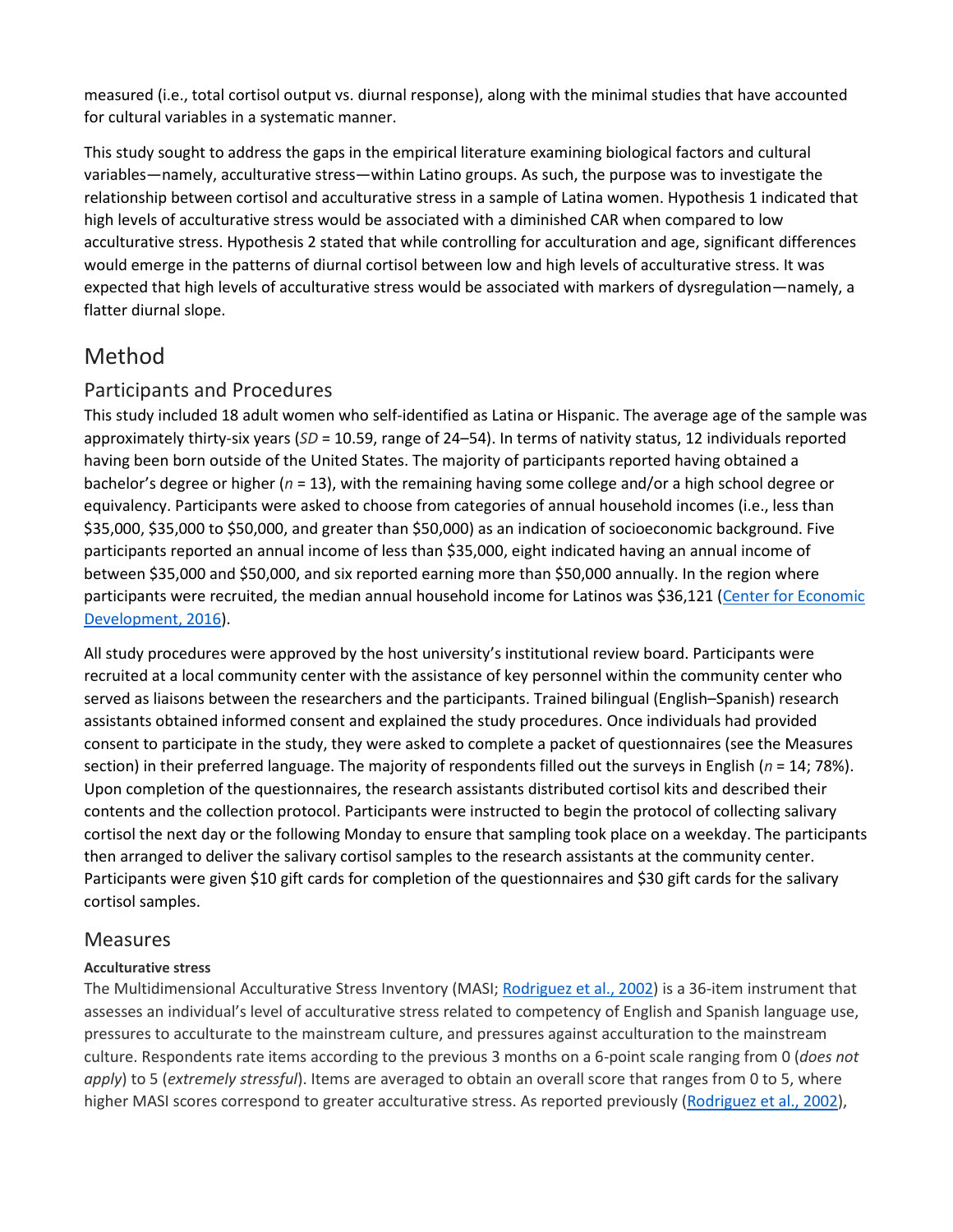measured (i.e., total cortisol output vs. diurnal response), along with the minimal studies that have accounted for cultural variables in a systematic manner.

This study sought to address the gaps in the empirical literature examining biological factors and cultural variables—namely, acculturative stress—within Latino groups. As such, the purpose was to investigate the relationship between cortisol and acculturative stress in a sample of Latina women. Hypothesis 1 indicated that high levels of acculturative stress would be associated with a diminished CAR when compared to low acculturative stress. Hypothesis 2 stated that while controlling for acculturation and age, significant differences would emerge in the patterns of diurnal cortisol between low and high levels of acculturative stress. It was expected that high levels of acculturative stress would be associated with markers of dysregulation—namely, a flatter diurnal slope.

# Method

## Participants and Procedures

This study included 18 adult women who self-identified as Latina or Hispanic. The average age of the sample was approximately thirty-six years (*SD* = 10.59, range of 24–54). In terms of nativity status, 12 individuals reported having been born outside of the United States. The majority of participants reported having obtained a bachelor's degree or higher (*n* = 13), with the remaining having some college and/or a high school degree or equivalency. Participants were asked to choose from categories of annual household incomes (i.e., less than $35,000, $35,000 to $50,000, and greater than $50,000) as an indication of socioeconomic background. Five participants reported an annual income of less than $35,000, eight indicated having an annual income of between $35,000 and $50,000, and six reported earning more than $50,000 annually. In the region where participants were recruited, the median annual household income for Latinos was $36,121 (Center for Economic Development, 2016).

All study procedures were approved by the host university's institutional review board. Participants were recruited at a local community center with the assistance of key personnel within the community center who served as liaisons between the researchers and the participants. Trained bilingual (English–Spanish) research assistants obtained informed consent and explained the study procedures. Once individuals had provided consent to participate in the study, they were asked to complete a packet of questionnaires (see the Measures section) in their preferred language. The majority of respondents filled out the surveys in English (*n* = 14; 78%). Upon completion of the questionnaires, the research assistants distributed cortisol kits and described their contents and the collection protocol. Participants were instructed to begin the protocol of collecting salivary cortisol the next day or the following Monday to ensure that sampling took place on a weekday. The participants then arranged to deliver the salivary cortisol samples to the research assistants at the community center. Participants were given $10 gift cards for completion of the questionnaires and $30 gift cards for the salivary cortisol samples.

## Measures

### Acculturative stress

The Multidimensional Acculturative Stress Inventory (MASI; Rodriguez et al., 2002) is a 36-item instrument that assesses an individual's level of acculturative stress related to competency of English and Spanish language use, pressures to acculturate to the mainstream culture, and pressures against acculturation to the mainstream culture. Respondents rate items according to the previous 3 months on a 6-point scale ranging from 0 (*does not apply*) to 5 (*extremely stressful*). Items are averaged to obtain an overall score that ranges from 0 to 5, where higher MASI scores correspond to greater acculturative stress. As reported previously (Rodriguez et al., 2002),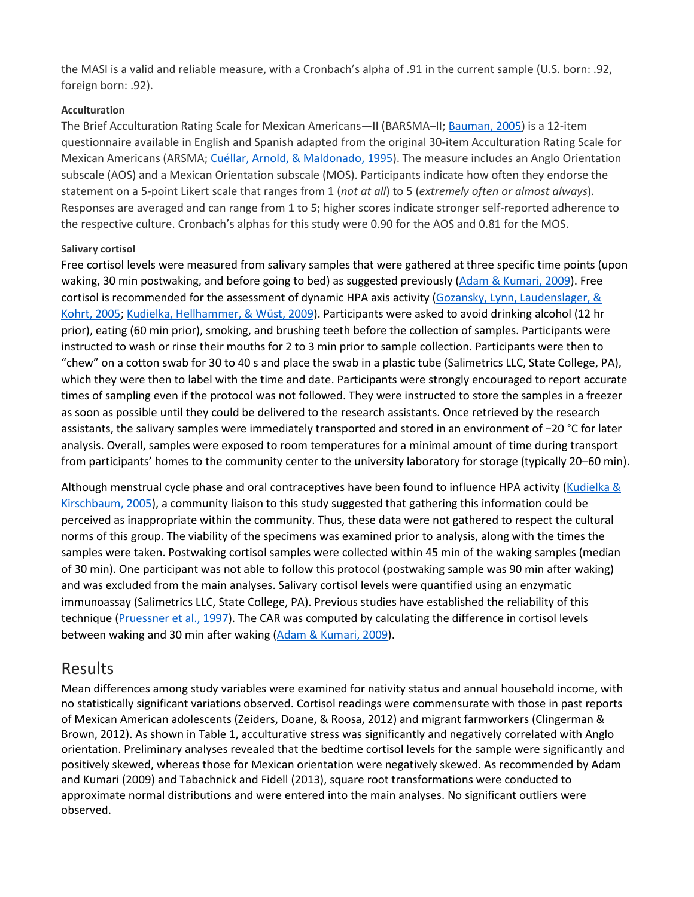the MASI is a valid and reliable measure, with a Cronbach's alpha of .91 in the current sample (U.S. born: .92, foreign born: .92).

#### Acculturation

The Brief Acculturation Rating Scale for Mexican Americans—II (BARSMA–II; Bauman, 2005) is a 12-item questionnaire available in English and Spanish adapted from the original 30-item Acculturation Rating Scale for Mexican Americans (ARSMA; Cuéllar, Arnold, & Maldonado, 1995). The measure includes an Anglo Orientation subscale (AOS) and a Mexican Orientation subscale (MOS). Participants indicate how often they endorse the statement on a 5-point Likert scale that ranges from 1 (*not at all*) to 5 (*extremely often or almost always*). Responses are averaged and can range from 1 to 5; higher scores indicate stronger self-reported adherence to the respective culture. Cronbach's alphas for this study were 0.90 for the AOS and 0.81 for the MOS.

#### Salivary cortisol

Free cortisol levels were measured from salivary samples that were gathered at three specific time points (upon waking, 30 min postwaking, and before going to bed) as suggested previously (Adam & Kumari, 2009). Free cortisol is recommended for the assessment of dynamic HPA axis activity (Gozansky, Lynn, Laudenslager, & Kohrt, 2005; Kudielka, Hellhammer, & Wüst, 2009). Participants were asked to avoid drinking alcohol (12 hr prior), eating (60 min prior), smoking, and brushing teeth before the collection of samples. Participants were instructed to wash or rinse their mouths for 2 to 3 min prior to sample collection. Participants were then to "chew" on a cotton swab for 30 to 40 s and place the swab in a plastic tube (Salimetrics LLC, State College, PA), which they were then to label with the time and date. Participants were strongly encouraged to report accurate times of sampling even if the protocol was not followed. They were instructed to store the samples in a freezer as soon as possible until they could be delivered to the research assistants. Once retrieved by the research assistants, the salivary samples were immediately transported and stored in an environment of −20 °C for later analysis. Overall, samples were exposed to room temperatures for a minimal amount of time during transport from participants' homes to the community center to the university laboratory for storage (typically 20–60 min).

Although menstrual cycle phase and oral contraceptives have been found to influence HPA activity (Kudielka & Kirschbaum, 2005), a community liaison to this study suggested that gathering this information could be perceived as inappropriate within the community. Thus, these data were not gathered to respect the cultural norms of this group. The viability of the specimens was examined prior to analysis, along with the times the samples were taken. Postwaking cortisol samples were collected within 45 min of the waking samples (median of 30 min). One participant was not able to follow this protocol (postwaking sample was 90 min after waking) and was excluded from the main analyses. Salivary cortisol levels were quantified using an enzymatic immunoassay (Salimetrics LLC, State College, PA). Previous studies have established the reliability of this technique (Pruessner et al., 1997). The CAR was computed by calculating the difference in cortisol levels between waking and 30 min after waking (Adam & Kumari, 2009).

## Results

Mean differences among study variables were examined for nativity status and annual household income, with no statistically significant variations observed. Cortisol readings were commensurate with those in past reports of Mexican American adolescents (Zeiders, Doane, & Roosa, 2012) and migrant farmworkers (Clingerman & Brown, 2012). As shown in Table 1, acculturative stress was significantly and negatively correlated with Anglo orientation. Preliminary analyses revealed that the bedtime cortisol levels for the sample were significantly and positively skewed, whereas those for Mexican orientation were negatively skewed. As recommended by Adam and Kumari (2009) and Tabachnick and Fidell (2013), square root transformations were conducted to approximate normal distributions and were entered into the main analyses. No significant outliers were observed.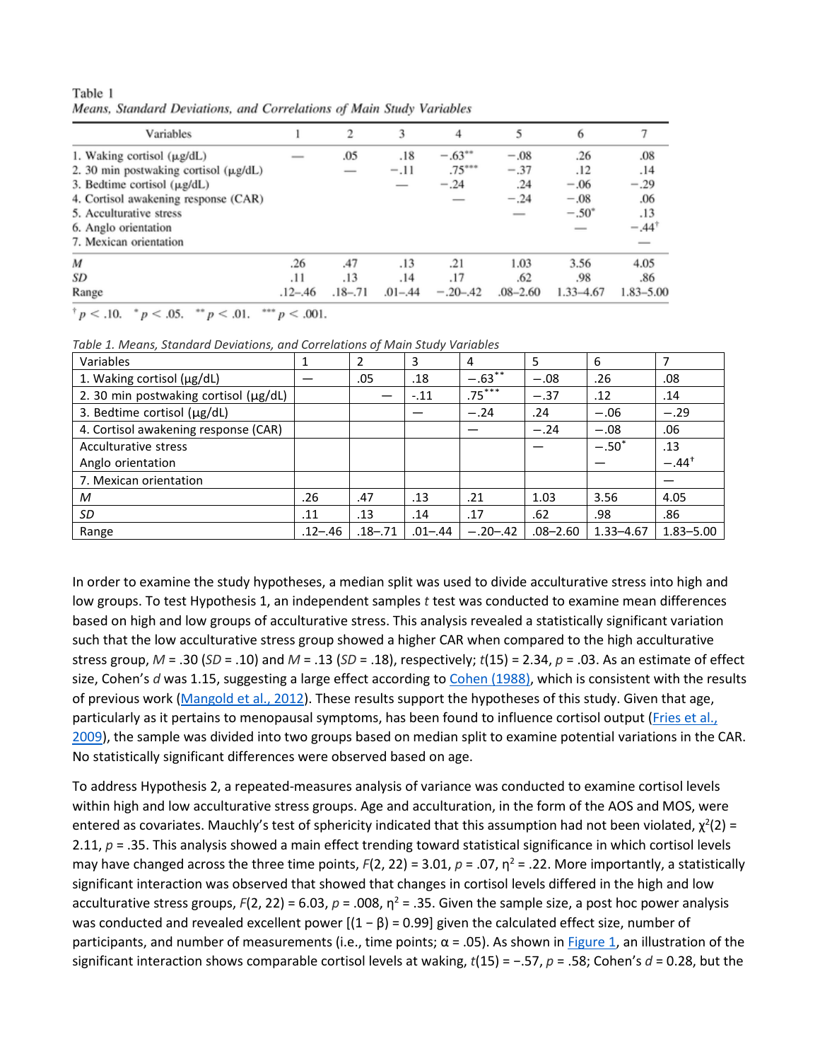Table 1
*Means, Standard Deviations, and Correlations of Main Study Variables*

| Variables | 1 | 2 | 3 | 4 | 5 | 6 | 7 |
|---|---|---|---|---|---|---|---|
| 1. Waking cortisol (μg/dL) | — | .05 | .18 | −.63** | −.08 | .26 | .08 |
| 2. 30 min postwaking cortisol (μg/dL) | | — | −.11 | .75*** | −.37 | .12 | .14 |
| 3. Bedtime cortisol (μg/dL) | | | — | −.24 | .24 | −.06 | −.29 |
| 4. Cortisol awakening response (CAR) | | | | — | −.24 | −.08 | .06 |
| 5. Acculturative stress | | | | | — | −.50* | .13 |
| 6. Anglo orientation | | | | | | — | −.44† |
| 7. Mexican orientation | | | | | | | — |
| *M* | .26 | .47 | .13 | .21 | 1.03 | 3.56 | 4.05 |
| *SD* | .11 | .13 | .14 | .17 | .62 | .98 | .86 |
| Range | .12–.46 | .18–.71 | .01–.44 | −.20–.42 | .08–2.60 | 1.33–4.67 | 1.83–5.00 |

† $p < .10$. * $p < .05$. ** $p < .01$. *** $p < .001$.

*Table 1. Means, Standard Deviations, and Correlations of Main Study Variables*

| Variables | 1 | 2 | 3 | 4 | 5 | 6 | 7 |
|---|---|---|---|---|---|---|---|
| 1. Waking cortisol (μg/dL) | — | .05 | .18 | −.63** | −.08 | .26 | .08 |
| 2. 30 min postwaking cortisol (μg/dL) | | — | -.11 | .75*** | −.37 | .12 | .14 |
| 3. Bedtime cortisol (μg/dL) | | | — | −.24 | .24 | −.06 | −.29 |
| 4. Cortisol awakening response (CAR) | | | | — | −.24 | −.08 | .06 |
| Acculturative stress | | | | | — | −.50* | .13 |
| Anglo orientation | | | | | | — | −.44† |
| 7. Mexican orientation | | | | | | | — |
| *M* | .26 | .47 | .13 | .21 | 1.03 | 3.56 | 4.05 |
| *SD* | .11 | .13 | .14 | .17 | .62 | .98 | .86 |
| Range | .12–.46 | .18–.71 | .01–.44 | −.20–.42 | .08–2.60 | 1.33–4.67 | 1.83–5.00 |

In order to examine the study hypotheses, a median split was used to divide acculturative stress into high and low groups. To test Hypothesis 1, an independent samples $t$ test was conducted to examine mean differences based on high and low groups of acculturative stress. This analysis revealed a statistically significant variation such that the low acculturative stress group showed a higher CAR when compared to the high acculturative stress group, $M = .30$ ($SD = .10$) and $M = .13$ ($SD = .18$), respectively; $t(15) = 2.34$, $p = .03$. As an estimate of effect size, Cohen's $d$ was 1.15, suggesting a large effect according to Cohen (1988), which is consistent with the results of previous work (Mangold et al., 2012). These results support the hypotheses of this study. Given that age, particularly as it pertains to menopausal symptoms, has been found to influence cortisol output (Fries et al., 2009), the sample was divided into two groups based on median split to examine potential variations in the CAR. No statistically significant differences were observed based on age.

To address Hypothesis 2, a repeated-measures analysis of variance was conducted to examine cortisol levels within high and low acculturative stress groups. Age and acculturation, in the form of the AOS and MOS, were entered as covariates. Mauchly's test of sphericity indicated that this assumption had not been violated, $\chi^2(2) = 2.11$, $p = .35$. This analysis showed a main effect trending toward statistical significance in which cortisol levels may have changed across the three time points, $F(2, 22) = 3.01$, $p = .07$, $\eta^2 = .22$. More importantly, a statistically significant interaction was observed that showed that changes in cortisol levels differed in the high and low acculturative stress groups, $F(2, 22) = 6.03$, $p = .008$, $\eta^2 = .35$. Given the sample size, a post hoc power analysis was conducted and revealed excellent power [$(1 - \beta) = 0.99$] given the calculated effect size, number of participants, and number of measurements (i.e., time points; $\alpha = .05$). As shown in Figure 1, an illustration of the significant interaction shows comparable cortisol levels at waking, $t(15) = -.57$, $p = .58$; Cohen's $d = 0.28$, but the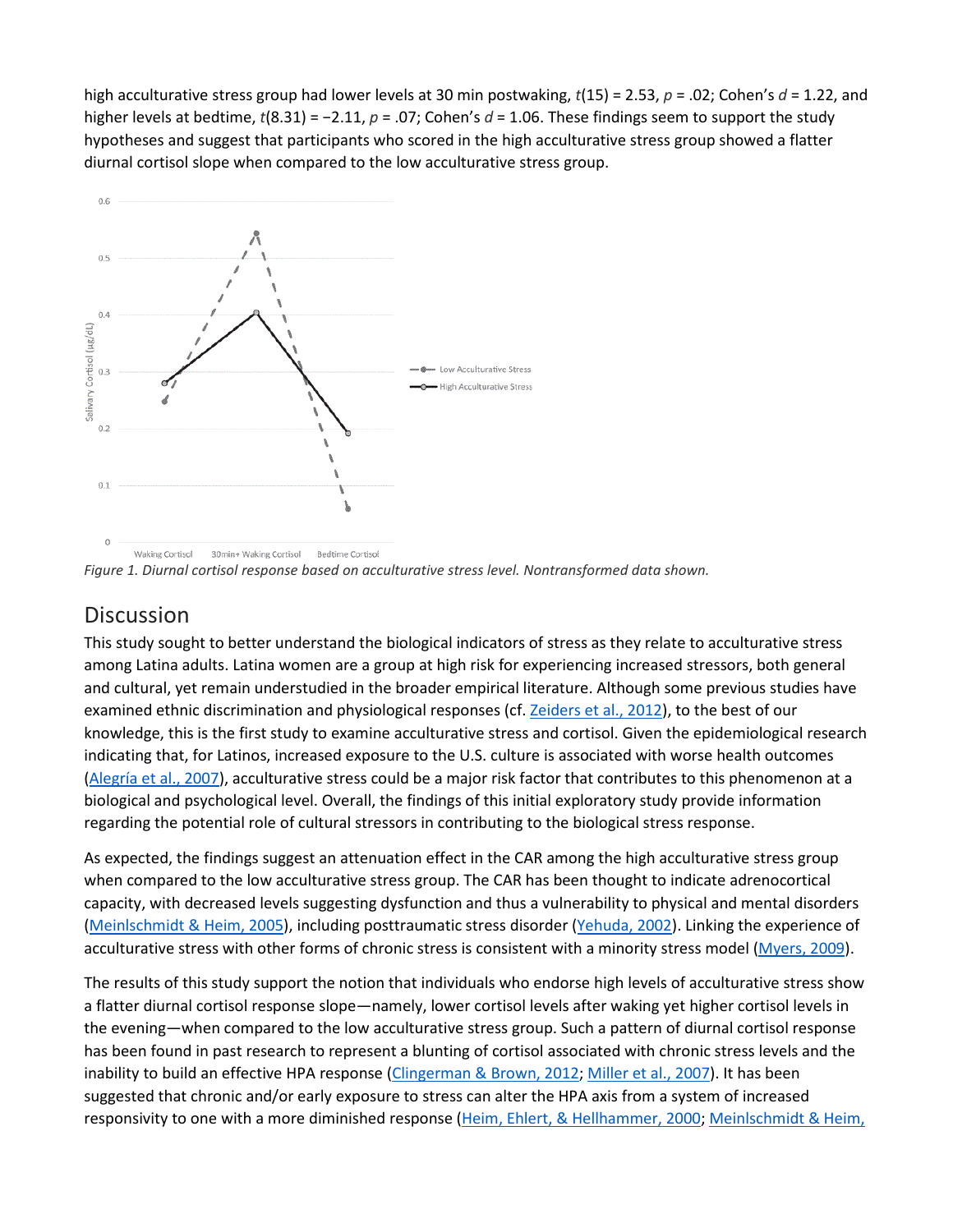high acculturative stress group had lower levels at 30 min postwaking, $t(15) = 2.53$, $p = .02$; Cohen's $d = 1.22$, and higher levels at bedtime, $t(8.31) = -2.11$, $p = .07$; Cohen's $d = 1.06$. These findings seem to support the study hypotheses and suggest that participants who scored in the high acculturative stress group showed a flatter diurnal cortisol slope when compared to the low acculturative stress group.

*Figure 1. Diurnal cortisol response based on acculturative stress level. Nontransformed data shown.*

## Discussion

This study sought to better understand the biological indicators of stress as they relate to acculturative stress among Latina adults. Latina women are a group at high risk for experiencing increased stressors, both general and cultural, yet remain understudied in the broader empirical literature. Although some previous studies have examined ethnic discrimination and physiological responses (cf. Zeiders et al., 2012), to the best of our knowledge, this is the first study to examine acculturative stress and cortisol. Given the epidemiological research indicating that, for Latinos, increased exposure to the U.S. culture is associated with worse health outcomes (Alegría et al., 2007), acculturative stress could be a major risk factor that contributes to this phenomenon at a biological and psychological level. Overall, the findings of this initial exploratory study provide information regarding the potential role of cultural stressors in contributing to the biological stress response.

As expected, the findings suggest an attenuation effect in the CAR among the high acculturative stress group when compared to the low acculturative stress group. The CAR has been thought to indicate adrenocortical capacity, with decreased levels suggesting dysfunction and thus a vulnerability to physical and mental disorders (Meinlschmidt & Heim, 2005), including posttraumatic stress disorder (Yehuda, 2002). Linking the experience of acculturative stress with other forms of chronic stress is consistent with a minority stress model (Myers, 2009).

The results of this study support the notion that individuals who endorse high levels of acculturative stress show a flatter diurnal cortisol response slope—namely, lower cortisol levels after waking yet higher cortisol levels in the evening—when compared to the low acculturative stress group. Such a pattern of diurnal cortisol response has been found in past research to represent a blunting of cortisol associated with chronic stress levels and the inability to build an effective HPA response (Clingerman & Brown, 2012; Miller et al., 2007). It has been suggested that chronic and/or early exposure to stress can alter the HPA axis from a system of increased responsivity to one with a more diminished response (Heim, Ehlert, & Hellhammer, 2000; Meinlschmidt & Heim,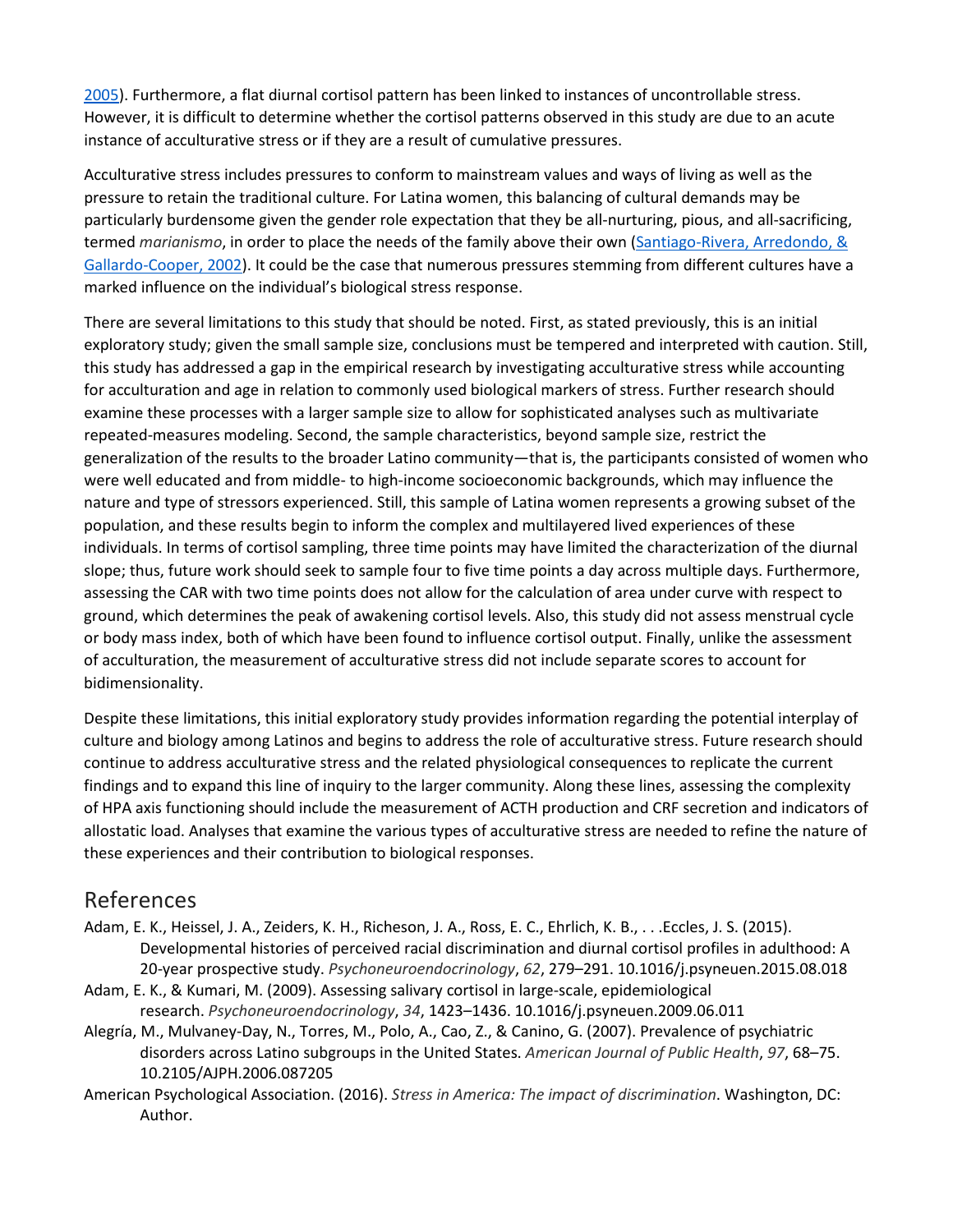2005). Furthermore, a flat diurnal cortisol pattern has been linked to instances of uncontrollable stress. However, it is difficult to determine whether the cortisol patterns observed in this study are due to an acute instance of acculturative stress or if they are a result of cumulative pressures.

Acculturative stress includes pressures to conform to mainstream values and ways of living as well as the pressure to retain the traditional culture. For Latina women, this balancing of cultural demands may be particularly burdensome given the gender role expectation that they be all-nurturing, pious, and all-sacrificing, termed *marianismo*, in order to place the needs of the family above their own (Santiago-Rivera, Arredondo, & Gallardo-Cooper, 2002). It could be the case that numerous pressures stemming from different cultures have a marked influence on the individual's biological stress response.

There are several limitations to this study that should be noted. First, as stated previously, this is an initial exploratory study; given the small sample size, conclusions must be tempered and interpreted with caution. Still, this study has addressed a gap in the empirical research by investigating acculturative stress while accounting for acculturation and age in relation to commonly used biological markers of stress. Further research should examine these processes with a larger sample size to allow for sophisticated analyses such as multivariate repeated-measures modeling. Second, the sample characteristics, beyond sample size, restrict the generalization of the results to the broader Latino community—that is, the participants consisted of women who were well educated and from middle- to high-income socioeconomic backgrounds, which may influence the nature and type of stressors experienced. Still, this sample of Latina women represents a growing subset of the population, and these results begin to inform the complex and multilayered lived experiences of these individuals. In terms of cortisol sampling, three time points may have limited the characterization of the diurnal slope; thus, future work should seek to sample four to five time points a day across multiple days. Furthermore, assessing the CAR with two time points does not allow for the calculation of area under curve with respect to ground, which determines the peak of awakening cortisol levels. Also, this study did not assess menstrual cycle or body mass index, both of which have been found to influence cortisol output. Finally, unlike the assessment of acculturation, the measurement of acculturative stress did not include separate scores to account for bidimensionality.

Despite these limitations, this initial exploratory study provides information regarding the potential interplay of culture and biology among Latinos and begins to address the role of acculturative stress. Future research should continue to address acculturative stress and the related physiological consequences to replicate the current findings and to expand this line of inquiry to the larger community. Along these lines, assessing the complexity of HPA axis functioning should include the measurement of ACTH production and CRF secretion and indicators of allostatic load. Analyses that examine the various types of acculturative stress are needed to refine the nature of these experiences and their contribution to biological responses.

## References

Adam, E. K., Heissel, J. A., Zeiders, K. H., Richeson, J. A., Ross, E. C., Ehrlich, K. B., . . .Eccles, J. S. (2015). Developmental histories of perceived racial discrimination and diurnal cortisol profiles in adulthood: A 20-year prospective study. *Psychoneuroendocrinology*, *62*, 279–291. 10.1016/j.psyneuen.2015.08.018

Adam, E. K., & Kumari, M. (2009). Assessing salivary cortisol in large-scale, epidemiological research. *Psychoneuroendocrinology*, *34*, 1423–1436. 10.1016/j.psyneuen.2009.06.011

Alegría, M., Mulvaney-Day, N., Torres, M., Polo, A., Cao, Z., & Canino, G. (2007). Prevalence of psychiatric disorders across Latino subgroups in the United States. *American Journal of Public Health*, *97*, 68–75. 10.2105/AJPH.2006.087205

American Psychological Association. (2016). *Stress in America: The impact of discrimination*. Washington, DC: Author.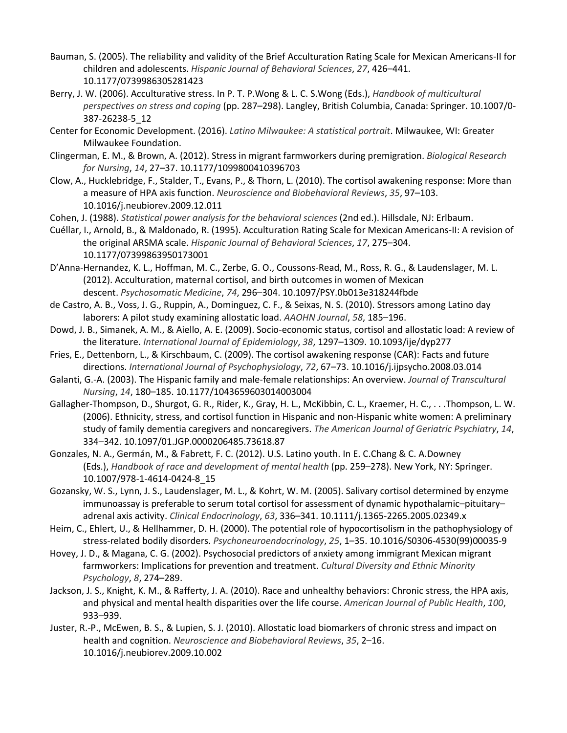Bauman, S. (2005). The reliability and validity of the Brief Acculturation Rating Scale for Mexican Americans-II for children and adolescents. *Hispanic Journal of Behavioral Sciences*, *27*, 426–441. 10.1177/0739986305281423

Berry, J. W. (2006). Acculturative stress. In P. T. P.Wong & L. C. S.Wong (Eds.), *Handbook of multicultural perspectives on stress and coping* (pp. 287–298). Langley, British Columbia, Canada: Springer. 10.1007/0-387-26238-5_12

Center for Economic Development. (2016). *Latino Milwaukee: A statistical portrait*. Milwaukee, WI: Greater Milwaukee Foundation.

Clingerman, E. M., & Brown, A. (2012). Stress in migrant farmworkers during premigration. *Biological Research for Nursing*, *14*, 27–37. 10.1177/1099800410396703

Clow, A., Hucklebridge, F., Stalder, T., Evans, P., & Thorn, L. (2010). The cortisol awakening response: More than a measure of HPA axis function. *Neuroscience and Biobehavioral Reviews*, *35*, 97–103. 10.1016/j.neubiorev.2009.12.011

Cohen, J. (1988). *Statistical power analysis for the behavioral sciences* (2nd ed.). Hillsdale, NJ: Erlbaum.

Cuéllar, I., Arnold, B., & Maldonado, R. (1995). Acculturation Rating Scale for Mexican Americans-II: A revision of the original ARSMA scale. *Hispanic Journal of Behavioral Sciences*, *17*, 275–304. 10.1177/07399863950173001

D'Anna-Hernandez, K. L., Hoffman, M. C., Zerbe, G. O., Coussons-Read, M., Ross, R. G., & Laudenslager, M. L. (2012). Acculturation, maternal cortisol, and birth outcomes in women of Mexican descent. *Psychosomatic Medicine*, *74*, 296–304. 10.1097/PSY.0b013e318244fbde

de Castro, A. B., Voss, J. G., Ruppin, A., Dominguez, C. F., & Seixas, N. S. (2010). Stressors among Latino day laborers: A pilot study examining allostatic load. *AAOHN Journal*, *58*, 185–196.

Dowd, J. B., Simanek, A. M., & Aiello, A. E. (2009). Socio-economic status, cortisol and allostatic load: A review of the literature. *International Journal of Epidemiology*, *38*, 1297–1309. 10.1093/ije/dyp277

Fries, E., Dettenborn, L., & Kirschbaum, C. (2009). The cortisol awakening response (CAR): Facts and future directions. *International Journal of Psychophysiology*, *72*, 67–73. 10.1016/j.ijpsycho.2008.03.014

Galanti, G.-A. (2003). The Hispanic family and male-female relationships: An overview. *Journal of Transcultural Nursing*, *14*, 180–185. 10.1177/1043659603014003004

Gallagher-Thompson, D., Shurgot, G. R., Rider, K., Gray, H. L., McKibbin, C. L., Kraemer, H. C., . . .Thompson, L. W. (2006). Ethnicity, stress, and cortisol function in Hispanic and non-Hispanic white women: A preliminary study of family dementia caregivers and noncaregivers. *The American Journal of Geriatric Psychiatry*, *14*, 334–342. 10.1097/01.JGP.0000206485.73618.87

Gonzales, N. A., Germán, M., & Fabrett, F. C. (2012). U.S. Latino youth. In E. C.Chang & C. A.Downey (Eds.), *Handbook of race and development of mental health* (pp. 259–278). New York, NY: Springer. 10.1007/978-1-4614-0424-8_15

Gozansky, W. S., Lynn, J. S., Laudenslager, M. L., & Kohrt, W. M. (2005). Salivary cortisol determined by enzyme immunoassay is preferable to serum total cortisol for assessment of dynamic hypothalamic–pituitary–adrenal axis activity. *Clinical Endocrinology*, *63*, 336–341. 10.1111/j.1365-2265.2005.02349.x

Heim, C., Ehlert, U., & Hellhammer, D. H. (2000). The potential role of hypocortisolism in the pathophysiology of stress-related bodily disorders. *Psychoneuroendocrinology*, *25*, 1–35. 10.1016/S0306-4530(99)00035-9

Hovey, J. D., & Magana, C. G. (2002). Psychosocial predictors of anxiety among immigrant Mexican migrant farmworkers: Implications for prevention and treatment. *Cultural Diversity and Ethnic Minority Psychology*, *8*, 274–289.

Jackson, J. S., Knight, K. M., & Rafferty, J. A. (2010). Race and unhealthy behaviors: Chronic stress, the HPA axis, and physical and mental health disparities over the life course. *American Journal of Public Health*, *100*, 933–939.

Juster, R.-P., McEwen, B. S., & Lupien, S. J. (2010). Allostatic load biomarkers of chronic stress and impact on health and cognition. *Neuroscience and Biobehavioral Reviews*, *35*, 2–16. 10.1016/j.neubiorev.2009.10.002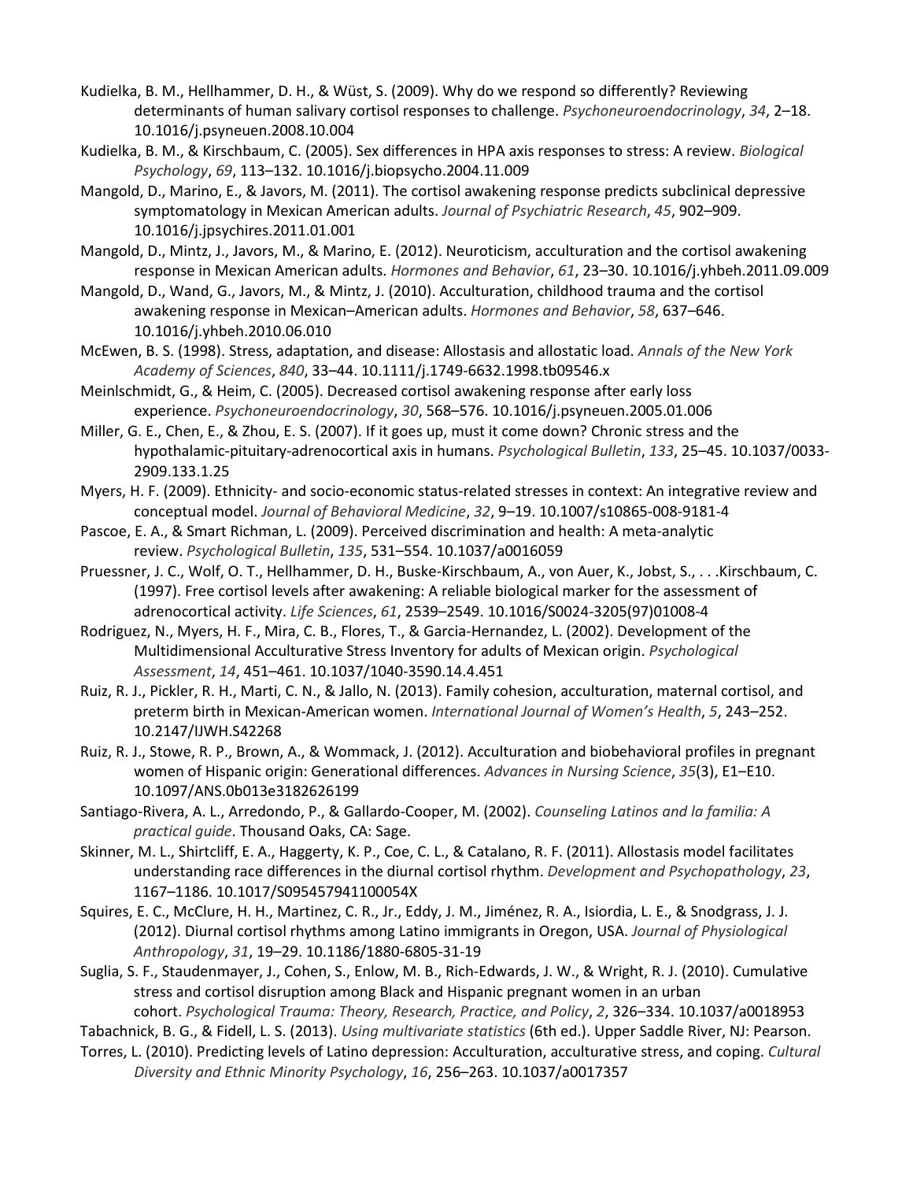Kudielka, B. M., Hellhammer, D. H., & Wüst, S. (2009). Why do we respond so differently? Reviewing determinants of human salivary cortisol responses to challenge. *Psychoneuroendocrinology*, *34*, 2–18. 10.1016/j.psyneuen.2008.10.004

Kudielka, B. M., & Kirschbaum, C. (2005). Sex differences in HPA axis responses to stress: A review. *Biological Psychology*, *69*, 113–132. 10.1016/j.biopsycho.2004.11.009

Mangold, D., Marino, E., & Javors, M. (2011). The cortisol awakening response predicts subclinical depressive symptomatology in Mexican American adults. *Journal of Psychiatric Research*, *45*, 902–909. 10.1016/j.jpsychires.2011.01.001

Mangold, D., Mintz, J., Javors, M., & Marino, E. (2012). Neuroticism, acculturation and the cortisol awakening response in Mexican American adults. *Hormones and Behavior*, *61*, 23–30. 10.1016/j.yhbeh.2011.09.009

Mangold, D., Wand, G., Javors, M., & Mintz, J. (2010). Acculturation, childhood trauma and the cortisol awakening response in Mexican–American adults. *Hormones and Behavior*, *58*, 637–646. 10.1016/j.yhbeh.2010.06.010

McEwen, B. S. (1998). Stress, adaptation, and disease: Allostasis and allostatic load. *Annals of the New York Academy of Sciences*, *840*, 33–44. 10.1111/j.1749-6632.1998.tb09546.x

Meinlschmidt, G., & Heim, C. (2005). Decreased cortisol awakening response after early loss experience. *Psychoneuroendocrinology*, *30*, 568–576. 10.1016/j.psyneuen.2005.01.006

Miller, G. E., Chen, E., & Zhou, E. S. (2007). If it goes up, must it come down? Chronic stress and the hypothalamic-pituitary-adrenocortical axis in humans. *Psychological Bulletin*, *133*, 25–45. 10.1037/0033-2909.133.1.25

Myers, H. F. (2009). Ethnicity- and socio-economic status-related stresses in context: An integrative review and conceptual model. *Journal of Behavioral Medicine*, *32*, 9–19. 10.1007/s10865-008-9181-4

Pascoe, E. A., & Smart Richman, L. (2009). Perceived discrimination and health: A meta-analytic review. *Psychological Bulletin*, *135*, 531–554. 10.1037/a0016059

Pruessner, J. C., Wolf, O. T., Hellhammer, D. H., Buske-Kirschbaum, A., von Auer, K., Jobst, S., . . .Kirschbaum, C. (1997). Free cortisol levels after awakening: A reliable biological marker for the assessment of adrenocortical activity. *Life Sciences*, *61*, 2539–2549. 10.1016/S0024-3205(97)01008-4

Rodriguez, N., Myers, H. F., Mira, C. B., Flores, T., & Garcia-Hernandez, L. (2002). Development of the Multidimensional Acculturative Stress Inventory for adults of Mexican origin. *Psychological Assessment*, *14*, 451–461. 10.1037/1040-3590.14.4.451

Ruiz, R. J., Pickler, R. H., Marti, C. N., & Jallo, N. (2013). Family cohesion, acculturation, maternal cortisol, and preterm birth in Mexican-American women. *International Journal of Women's Health*, *5*, 243–252. 10.2147/IJWH.S42268

Ruiz, R. J., Stowe, R. P., Brown, A., & Wommack, J. (2012). Acculturation and biobehavioral profiles in pregnant women of Hispanic origin: Generational differences. *Advances in Nursing Science*, *35*(3), E1–E10. 10.1097/ANS.0b013e3182626199

Santiago-Rivera, A. L., Arredondo, P., & Gallardo-Cooper, M. (2002). *Counseling Latinos and la familia: A practical guide*. Thousand Oaks, CA: Sage.

Skinner, M. L., Shirtcliff, E. A., Haggerty, K. P., Coe, C. L., & Catalano, R. F. (2011). Allostasis model facilitates understanding race differences in the diurnal cortisol rhythm. *Development and Psychopathology*, *23*, 1167–1186. 10.1017/S095457941100054X

Squires, E. C., McClure, H. H., Martinez, C. R., Jr., Eddy, J. M., Jiménez, R. A., Isiordia, L. E., & Snodgrass, J. J. (2012). Diurnal cortisol rhythms among Latino immigrants in Oregon, USA. *Journal of Physiological Anthropology*, *31*, 19–29. 10.1186/1880-6805-31-19

Suglia, S. F., Staudenmayer, J., Cohen, S., Enlow, M. B., Rich-Edwards, J. W., & Wright, R. J. (2010). Cumulative stress and cortisol disruption among Black and Hispanic pregnant women in an urban cohort. *Psychological Trauma: Theory, Research, Practice, and Policy*, *2*, 326–334. 10.1037/a0018953

Tabachnick, B. G., & Fidell, L. S. (2013). *Using multivariate statistics* (6th ed.). Upper Saddle River, NJ: Pearson.

Torres, L. (2010). Predicting levels of Latino depression: Acculturation, acculturative stress, and coping. *Cultural Diversity and Ethnic Minority Psychology*, *16*, 256–263. 10.1037/a0017357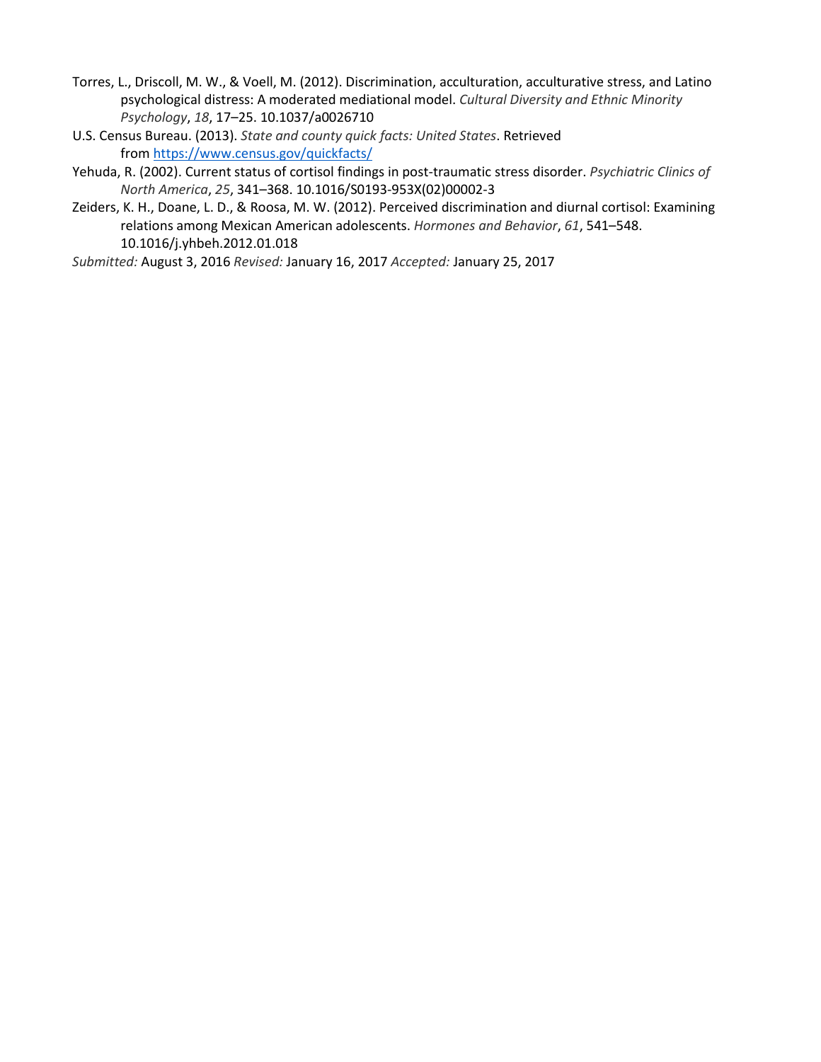Torres, L., Driscoll, M. W., & Voell, M. (2012). Discrimination, acculturation, acculturative stress, and Latino psychological distress: A moderated mediational model. *Cultural Diversity and Ethnic Minority Psychology*, *18*, 17–25. 10.1037/a0026710

U.S. Census Bureau. (2013). *State and county quick facts: United States*. Retrieved from https://www.census.gov/quickfacts/

Yehuda, R. (2002). Current status of cortisol findings in post-traumatic stress disorder. *Psychiatric Clinics of North America*, *25*, 341–368. 10.1016/S0193-953X(02)00002-3

Zeiders, K. H., Doane, L. D., & Roosa, M. W. (2012). Perceived discrimination and diurnal cortisol: Examining relations among Mexican American adolescents. *Hormones and Behavior*, *61*, 541–548. 10.1016/j.yhbeh.2012.01.018

*Submitted:* August 3, 2016 *Revised:* January 16, 2017 *Accepted:* January 25, 2017